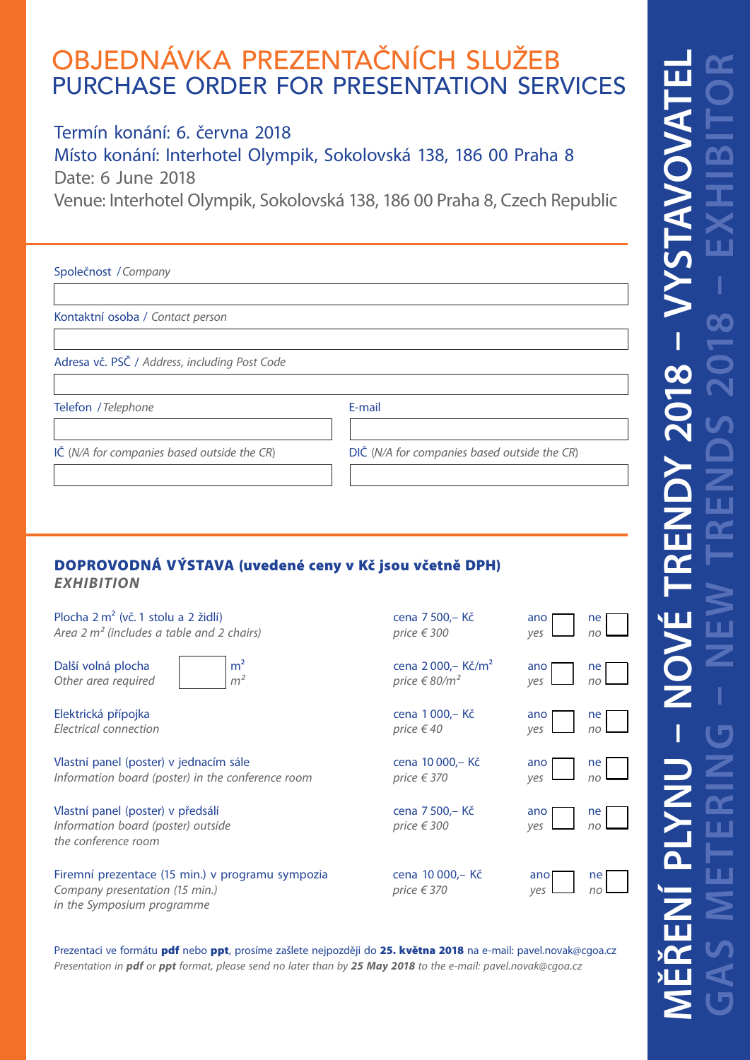# OBJEDNÁVKA PREZENTAČNÍCH SLUŽEB
# PURCHASE ORDER FOR PRESENTATION SERVICES

Termín konání: 6. června 2018
Místo konání: Interhotel Olympik, Sokolovská 138, 186 00 Praha 8
Date: 6 June 2018
Venue: Interhotel Olympik, Sokolovská 138, 186 00 Praha 8, Czech Republic

**MĚŘENÍ PLYNU – NOVÉ TRENDY 2018 – VYSTAVOVATEL**
**GAS METERING – NEW TRENDS 2018 – EXHIBITOR**

Společnost / *Company*

Kontaktní osoba / *Contact person*

Adresa vč. PSČ / *Address, including Post Code*

Telefon / *Telephone*

E-mail

IČ (*N/A for companies based outside the CR*)

DIČ (*N/A for companies based outside the CR*)

## DOPROVODNÁ VÝSTAVA (uvedené ceny v Kč jsou včetně DPH)
### *EXHIBITION*

| | | | |
|---|---|---|---|
| Plocha 2 m² (vč. 1 stolu a 2 židlí)<br>*Area 2 m² (includes a table and 2 chairs)* | cena 7 500,– Kč<br>*price € 300* | ano / *yes* ☐ | ne / *no* ☐ |
| Další volná plocha ☐ m²<br>*Other area required* *m²* | cena 2 000,– Kč/m²<br>*price € 80/m²* | ano / *yes* ☐ | ne / *no* ☐ |
| Elektrická přípojka<br>*Electrical connection* | cena 1 000,– Kč<br>*price € 40* | ano / *yes* ☐ | ne / *no* ☐ |
| Vlastní panel (poster) v jednacím sále<br>*Information board (poster) in the conference room* | cena 10 000,– Kč<br>*price € 370* | ano / *yes* ☐ | ne / *no* ☐ |
| Vlastní panel (poster) v předsálí<br>*Information board (poster) outside the conference room* | cena 7 500,– Kč<br>*price € 300* | ano / *yes* ☐ | ne / *no* ☐ |
| Firemní prezentace (15 min.) v programu sympozia<br>*Company presentation (15 min.) in the Symposium programme* | cena 10 000,– Kč<br>*price € 370* | ano / *yes* ☐ | ne / *no* ☐ |

Prezentaci ve formátu **pdf** nebo **ppt**, prosíme zašlete nejpozději do **25. května 2018** na e-mail: pavel.novak@cgoa.cz
*Presentation in **pdf** or **ppt** format, please send no later than by **25 May 2018** to the e-mail: pavel.novak@cgoa.cz*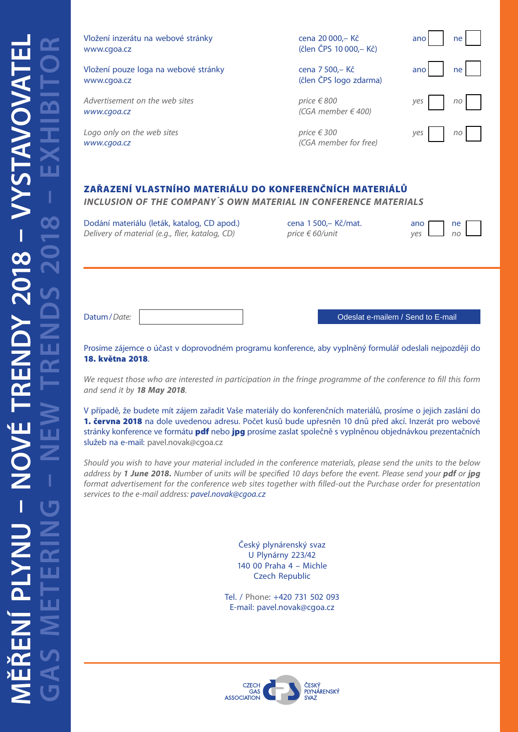| | | |
|---|---|---|
| Vložení inzerátu na webové stránky www.cgoa.cz | cena 20 000,– Kč (člen ČPS 10 000,– Kč) | ano ☐ ne ☐ |
| Vložení pouze loga na webové stránky www.cgoa.cz | cena 7 500,– Kč (člen ČPS logo zdarma) | ano ☐ ne ☐ |
| *Advertisement on the web sites www.cgoa.cz* | *price € 800 (CGA member € 400)* | *yes* ☐ *no* ☐ |
| *Logo only on the web sites www.cgoa.cz* | *price € 300 (CGA member for free)* | *yes* ☐ *no* ☐ |

## ZAŘAZENÍ VLASTNÍHO MATERIÁLU DO KONFERENČNÍCH MATERIÁLŮ

### *INCLUSION OF THE COMPANY´S OWN MATERIAL IN CONFERENCE MATERIALS*

| | | |
|---|---|---|
| Dodání materiálu (leták, katalog, CD apod.) *Delivery of material (e.g., flier, katalog, CD)* | cena 1 500,– Kč/mat. *price € 60/unit* | ano / *yes* ☐ ne / *no* ☐ |

Datum / *Date:* ____________

Odeslat e-mailem / Send to E-mail

Prosíme zájemce o účast v doprovodném programu konference, aby vyplněný formulář odeslali nejpozději do **18. května 2018**.

*We request those who are interested in participation in the fringe programme of the conference to fill this form and send it by **18 May 2018**.*

V případě, že budete mít zájem zařadit Vaše materiály do konferenčních materiálů, prosíme o jejich zaslání do **1. června 2018** na dole uvedenou adresu. Počet kusů bude upřesněn 10 dnů před akcí. Inzerát pro webové stránky konference ve formátu **pdf** nebo **jpg** prosíme zaslat společně s vyplněnou objednávkou prezentačních služeb na e-mail: pavel.novak@cgoa.cz

*Should you wish to have your material included in the conference materials, please send the units to the below address by **1 June 2018.** Number of units will be specified 10 days before the event. Please send your **pdf** or **jpg** format advertisement for the conference web sites together with filled-out the Purchase order for presentation services to the e-mail address: pavel.novak@cgoa.cz*

Český plynárenský svaz
U Plynárny 223/42
140 00 Praha 4 – Michle
Czech Republic

Tel. / Phone: +420 731 502 093
E-mail: pavel.novak@cgoa.cz

CZECH GAS ASSOCIATION · ČESKÝ PLYNÁRENSKÝ SVAZ